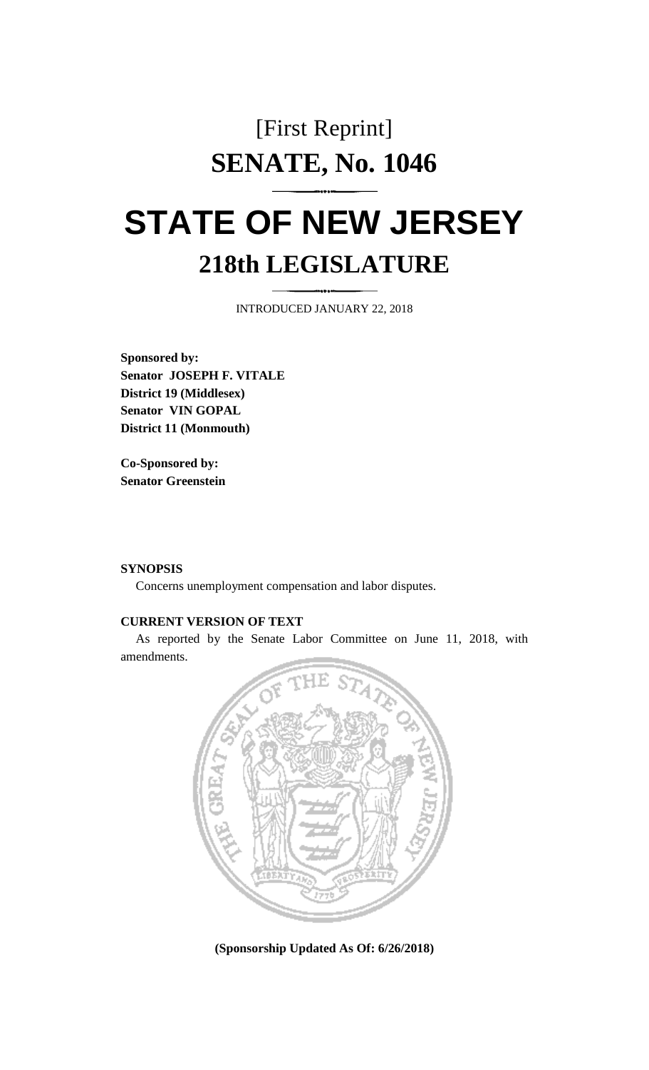[First Reprint]

# SENATE, No. 1046

# STATE OF NEW JERSEY

## 218th LEGISLATURE

INTRODUCED JANUARY 22, 2018

**Sponsored by:**
**Senator JOSEPH F. VITALE**
**District 19 (Middlesex)**
**Senator VIN GOPAL**
**District 11 (Monmouth)**

**Co-Sponsored by:**
**Senator Greenstein**

**SYNOPSIS**

Concerns unemployment compensation and labor disputes.

**CURRENT VERSION OF TEXT**

As reported by the Senate Labor Committee on June 11, 2018, with amendments.

**(Sponsorship Updated As Of: 6/26/2018)**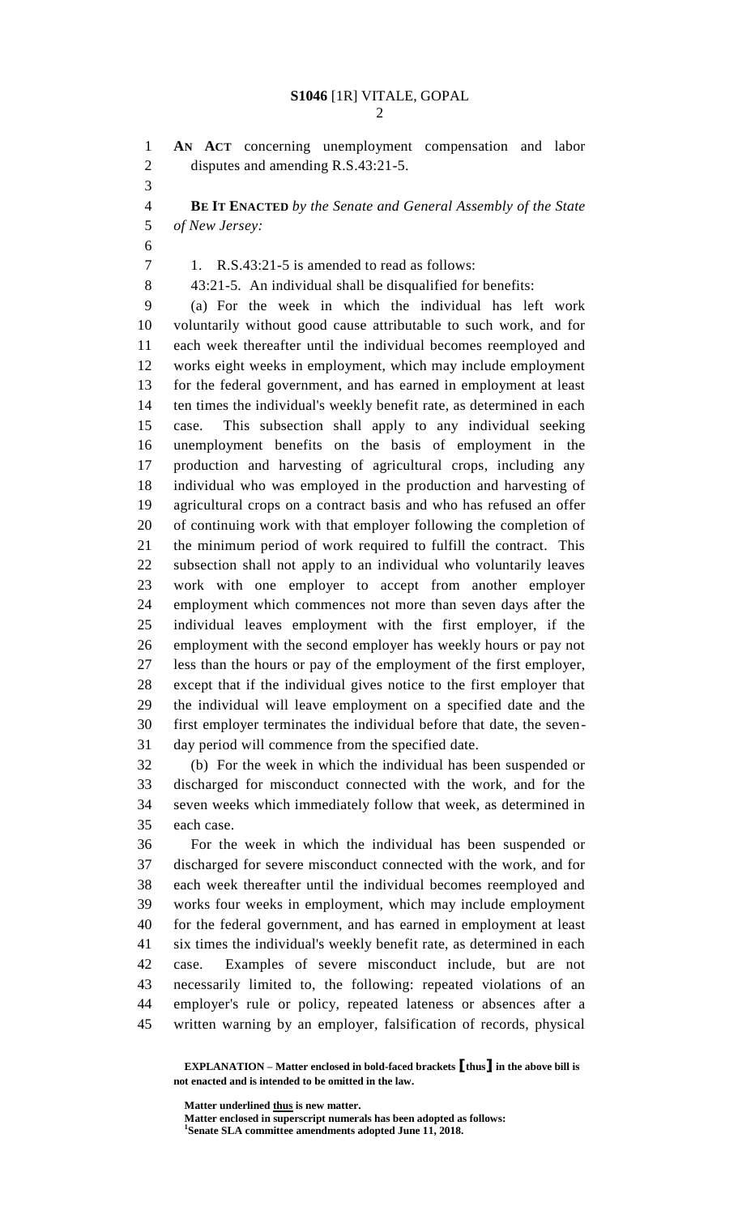**AN ACT** concerning unemployment compensation and labor disputes and amending R.S.43:21-5.

**BE IT ENACTED** *by the Senate and General Assembly of the State of New Jersey:*

1. R.S.43:21-5 is amended to read as follows:

43:21-5. An individual shall be disqualified for benefits:

(a) For the week in which the individual has left work voluntarily without good cause attributable to such work, and for each week thereafter until the individual becomes reemployed and works eight weeks in employment, which may include employment for the federal government, and has earned in employment at least ten times the individual's weekly benefit rate, as determined in each case. This subsection shall apply to any individual seeking unemployment benefits on the basis of employment in the production and harvesting of agricultural crops, including any individual who was employed in the production and harvesting of agricultural crops on a contract basis and who has refused an offer of continuing work with that employer following the completion of the minimum period of work required to fulfill the contract. This subsection shall not apply to an individual who voluntarily leaves work with one employer to accept from another employer employment which commences not more than seven days after the individual leaves employment with the first employer, if the employment with the second employer has weekly hours or pay not less than the hours or pay of the employment of the first employer, except that if the individual gives notice to the first employer that the individual will leave employment on a specified date and the first employer terminates the individual before that date, the seven-day period will commence from the specified date.

(b) For the week in which the individual has been suspended or discharged for misconduct connected with the work, and for the seven weeks which immediately follow that week, as determined in each case.

For the week in which the individual has been suspended or discharged for severe misconduct connected with the work, and for each week thereafter until the individual becomes reemployed and works four weeks in employment, which may include employment for the federal government, and has earned in employment at least six times the individual's weekly benefit rate, as determined in each case. Examples of severe misconduct include, but are not necessarily limited to, the following: repeated violations of an employer's rule or policy, repeated lateness or absences after a written warning by an employer, falsification of records, physical

**EXPLANATION – Matter enclosed in bold-faced brackets [thus] in the above bill is not enacted and is intended to be omitted in the law.**

**Matter underlined thus is new matter.**
**Matter enclosed in superscript numerals has been adopted as follows:**
[1]**Senate SLA committee amendments adopted June 11, 2018.**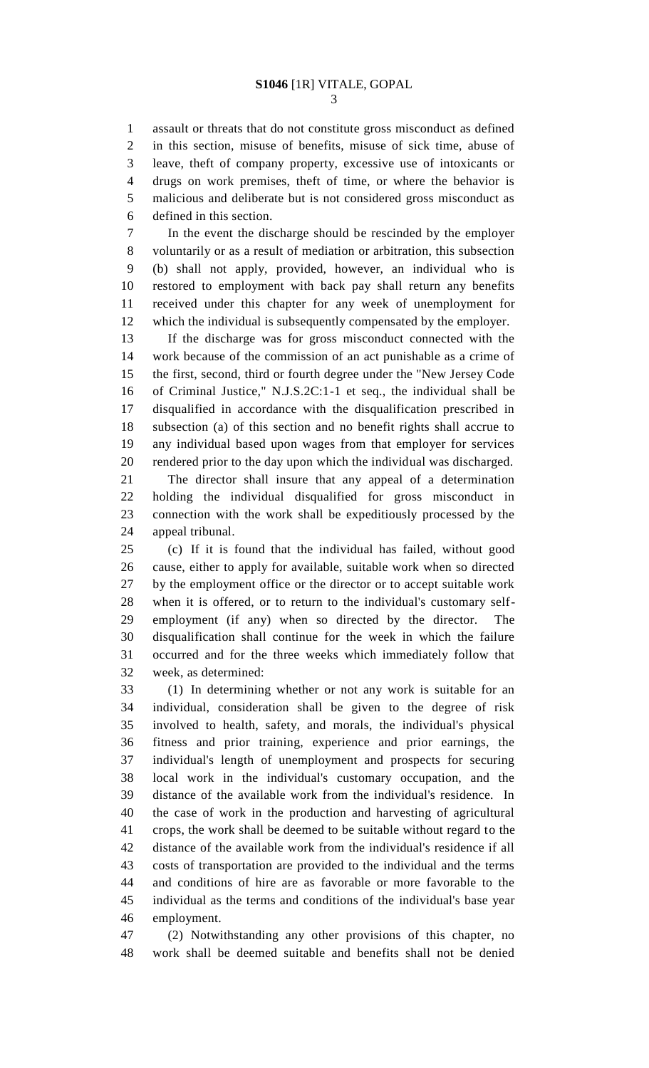assault or threats that do not constitute gross misconduct as defined in this section, misuse of benefits, misuse of sick time, abuse of leave, theft of company property, excessive use of intoxicants or drugs on work premises, theft of time, or where the behavior is malicious and deliberate but is not considered gross misconduct as defined in this section.

In the event the discharge should be rescinded by the employer voluntarily or as a result of mediation or arbitration, this subsection (b) shall not apply, provided, however, an individual who is restored to employment with back pay shall return any benefits received under this chapter for any week of unemployment for which the individual is subsequently compensated by the employer.

If the discharge was for gross misconduct connected with the work because of the commission of an act punishable as a crime of the first, second, third or fourth degree under the "New Jersey Code of Criminal Justice," N.J.S.2C:1-1 et seq., the individual shall be disqualified in accordance with the disqualification prescribed in subsection (a) of this section and no benefit rights shall accrue to any individual based upon wages from that employer for services rendered prior to the day upon which the individual was discharged.

The director shall insure that any appeal of a determination holding the individual disqualified for gross misconduct in connection with the work shall be expeditiously processed by the appeal tribunal.

(c) If it is found that the individual has failed, without good cause, either to apply for available, suitable work when so directed by the employment office or the director or to accept suitable work when it is offered, or to return to the individual's customary self-employment (if any) when so directed by the director. The disqualification shall continue for the week in which the failure occurred and for the three weeks which immediately follow that week, as determined:

(1) In determining whether or not any work is suitable for an individual, consideration shall be given to the degree of risk involved to health, safety, and morals, the individual's physical fitness and prior training, experience and prior earnings, the individual's length of unemployment and prospects for securing local work in the individual's customary occupation, and the distance of the available work from the individual's residence. In the case of work in the production and harvesting of agricultural crops, the work shall be deemed to be suitable without regard to the distance of the available work from the individual's residence if all costs of transportation are provided to the individual and the terms and conditions of hire are as favorable or more favorable to the individual as the terms and conditions of the individual's base year employment.

(2) Notwithstanding any other provisions of this chapter, no work shall be deemed suitable and benefits shall not be denied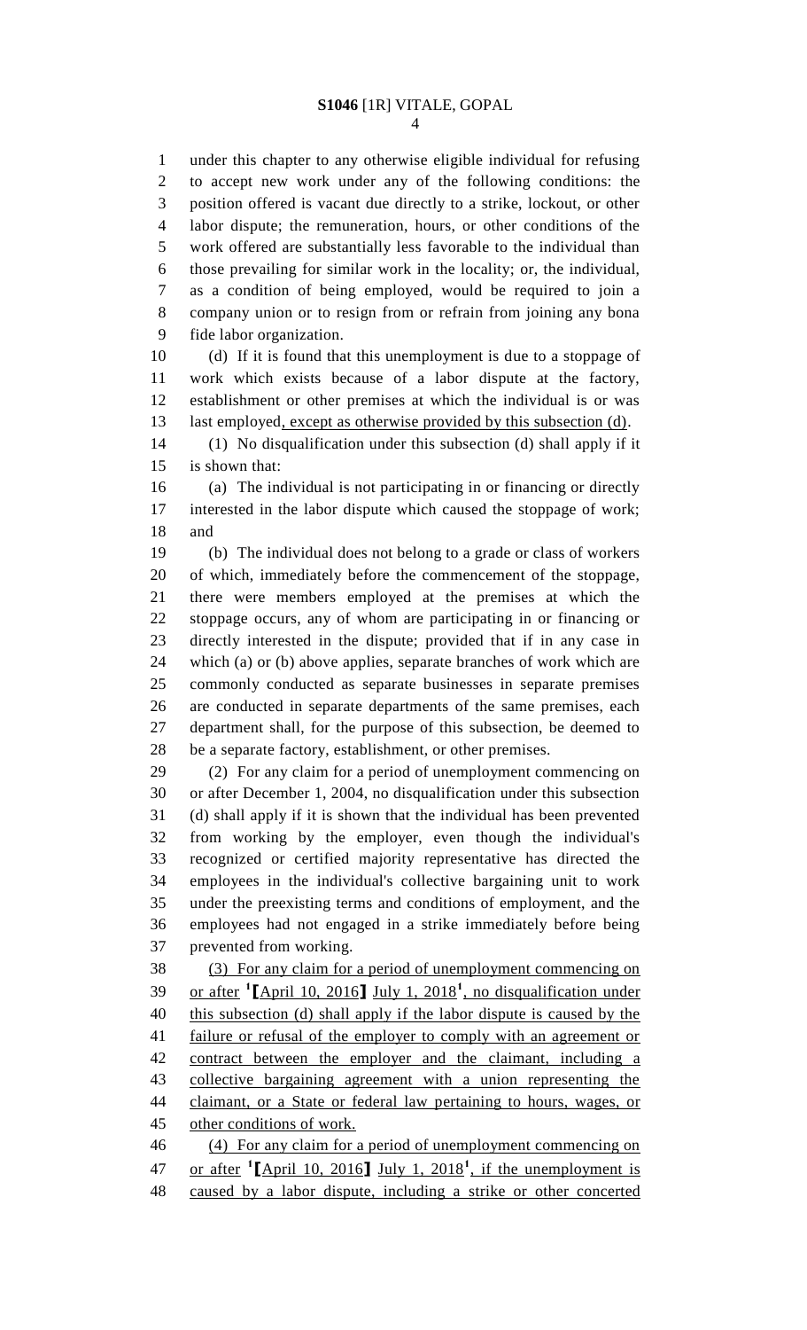under this chapter to any otherwise eligible individual for refusing to accept new work under any of the following conditions: the position offered is vacant due directly to a strike, lockout, or other labor dispute; the remuneration, hours, or other conditions of the work offered are substantially less favorable to the individual than those prevailing for similar work in the locality; or, the individual, as a condition of being employed, would be required to join a company union or to resign from or refrain from joining any bona fide labor organization.

(d) If it is found that this unemployment is due to a stoppage of work which exists because of a labor dispute at the factory, establishment or other premises at which the individual is or was last employed, except as otherwise provided by this subsection (d).

(1) No disqualification under this subsection (d) shall apply if it is shown that:

(a) The individual is not participating in or financing or directly interested in the labor dispute which caused the stoppage of work; and

(b) The individual does not belong to a grade or class of workers of which, immediately before the commencement of the stoppage, there were members employed at the premises at which the stoppage occurs, any of whom are participating in or financing or directly interested in the dispute; provided that if in any case in which (a) or (b) above applies, separate branches of work which are commonly conducted as separate businesses in separate premises are conducted in separate departments of the same premises, each department shall, for the purpose of this subsection, be deemed to be a separate factory, establishment, or other premises.

(2) For any claim for a period of unemployment commencing on or after December 1, 2004, no disqualification under this subsection (d) shall apply if it is shown that the individual has been prevented from working by the employer, even though the individual's recognized or certified majority representative has directed the employees in the individual's collective bargaining unit to work under the preexisting terms and conditions of employment, and the employees had not engaged in a strike immediately before being prevented from working.

(3) For any claim for a period of unemployment commencing on or after [1]【April 10, 2016】 July 1, 2018[1], no disqualification under this subsection (d) shall apply if the labor dispute is caused by the failure or refusal of the employer to comply with an agreement or contract between the employer and the claimant, including a collective bargaining agreement with a union representing the claimant, or a State or federal law pertaining to hours, wages, or other conditions of work.

(4) For any claim for a period of unemployment commencing on or after [1]【April 10, 2016】 July 1, 2018[1], if the unemployment is caused by a labor dispute, including a strike or other concerted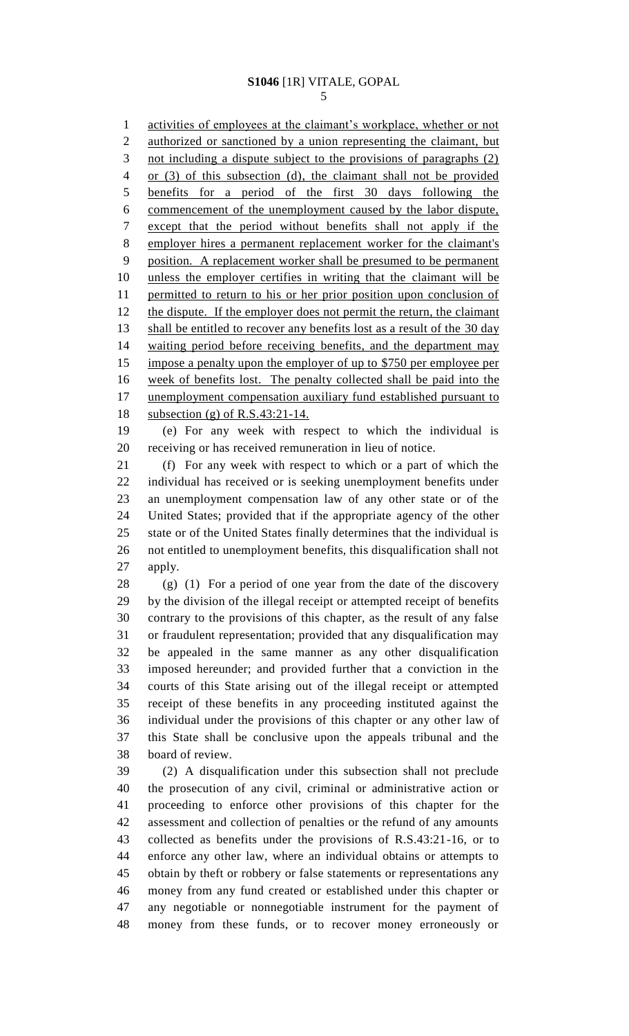activities of employees at the claimant's workplace, whether or not authorized or sanctioned by a union representing the claimant, but not including a dispute subject to the provisions of paragraphs (2) or (3) of this subsection (d), the claimant shall not be provided benefits for a period of the first 30 days following the commencement of the unemployment caused by the labor dispute, except that the period without benefits shall not apply if the employer hires a permanent replacement worker for the claimant's position. A replacement worker shall be presumed to be permanent unless the employer certifies in writing that the claimant will be permitted to return to his or her prior position upon conclusion of the dispute. If the employer does not permit the return, the claimant shall be entitled to recover any benefits lost as a result of the 30 day waiting period before receiving benefits, and the department may impose a penalty upon the employer of up to $750 per employee per week of benefits lost. The penalty collected shall be paid into the unemployment compensation auxiliary fund established pursuant to subsection (g) of R.S.43:21-14.

(e) For any week with respect to which the individual is receiving or has received remuneration in lieu of notice.

(f) For any week with respect to which or a part of which the individual has received or is seeking unemployment benefits under an unemployment compensation law of any other state or of the United States; provided that if the appropriate agency of the other state or of the United States finally determines that the individual is not entitled to unemployment benefits, this disqualification shall not apply.

(g) (1) For a period of one year from the date of the discovery by the division of the illegal receipt or attempted receipt of benefits contrary to the provisions of this chapter, as the result of any false or fraudulent representation; provided that any disqualification may be appealed in the same manner as any other disqualification imposed hereunder; and provided further that a conviction in the courts of this State arising out of the illegal receipt or attempted receipt of these benefits in any proceeding instituted against the individual under the provisions of this chapter or any other law of this State shall be conclusive upon the appeals tribunal and the board of review.

(2) A disqualification under this subsection shall not preclude the prosecution of any civil, criminal or administrative action or proceeding to enforce other provisions of this chapter for the assessment and collection of penalties or the refund of any amounts collected as benefits under the provisions of R.S.43:21-16, or to enforce any other law, where an individual obtains or attempts to obtain by theft or robbery or false statements or representations any money from any fund created or established under this chapter or any negotiable or nonnegotiable instrument for the payment of money from these funds, or to recover money erroneously or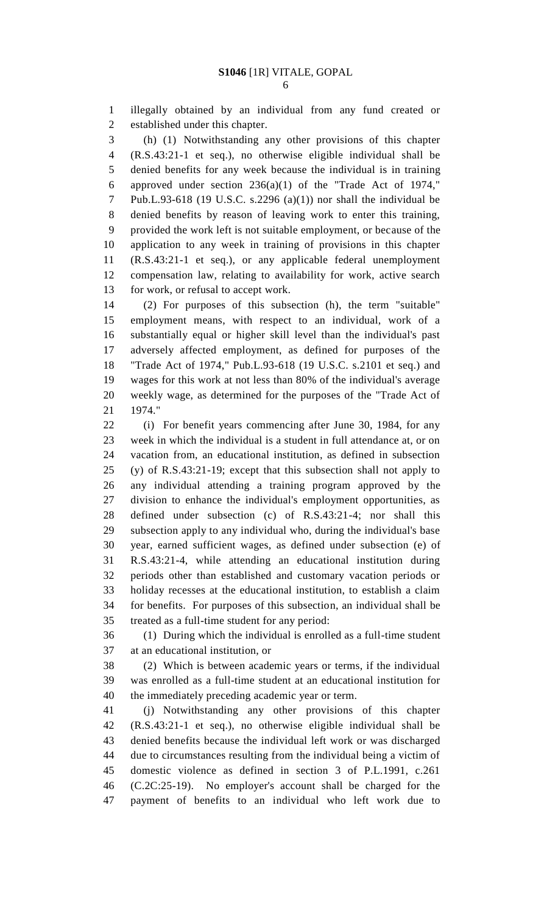illegally obtained by an individual from any fund created or established under this chapter.

(h) (1) Notwithstanding any other provisions of this chapter (R.S.43:21-1 et seq.), no otherwise eligible individual shall be denied benefits for any week because the individual is in training approved under section 236(a)(1) of the "Trade Act of 1974," Pub.L.93-618 (19 U.S.C. s.2296 (a)(1)) nor shall the individual be denied benefits by reason of leaving work to enter this training, provided the work left is not suitable employment, or because of the application to any week in training of provisions in this chapter (R.S.43:21-1 et seq.), or any applicable federal unemployment compensation law, relating to availability for work, active search for work, or refusal to accept work.

(2) For purposes of this subsection (h), the term "suitable" employment means, with respect to an individual, work of a substantially equal or higher skill level than the individual's past adversely affected employment, as defined for purposes of the "Trade Act of 1974," Pub.L.93-618 (19 U.S.C. s.2101 et seq.) and wages for this work at not less than 80% of the individual's average weekly wage, as determined for the purposes of the "Trade Act of 1974."

(i) For benefit years commencing after June 30, 1984, for any week in which the individual is a student in full attendance at, or on vacation from, an educational institution, as defined in subsection (y) of R.S.43:21-19; except that this subsection shall not apply to any individual attending a training program approved by the division to enhance the individual's employment opportunities, as defined under subsection (c) of R.S.43:21-4; nor shall this subsection apply to any individual who, during the individual's base year, earned sufficient wages, as defined under subsection (e) of R.S.43:21-4, while attending an educational institution during periods other than established and customary vacation periods or holiday recesses at the educational institution, to establish a claim for benefits. For purposes of this subsection, an individual shall be treated as a full-time student for any period:

(1) During which the individual is enrolled as a full-time student at an educational institution, or

(2) Which is between academic years or terms, if the individual was enrolled as a full-time student at an educational institution for the immediately preceding academic year or term.

(j) Notwithstanding any other provisions of this chapter (R.S.43:21-1 et seq.), no otherwise eligible individual shall be denied benefits because the individual left work or was discharged due to circumstances resulting from the individual being a victim of domestic violence as defined in section 3 of P.L.1991, c.261 (C.2C:25-19). No employer's account shall be charged for the payment of benefits to an individual who left work due to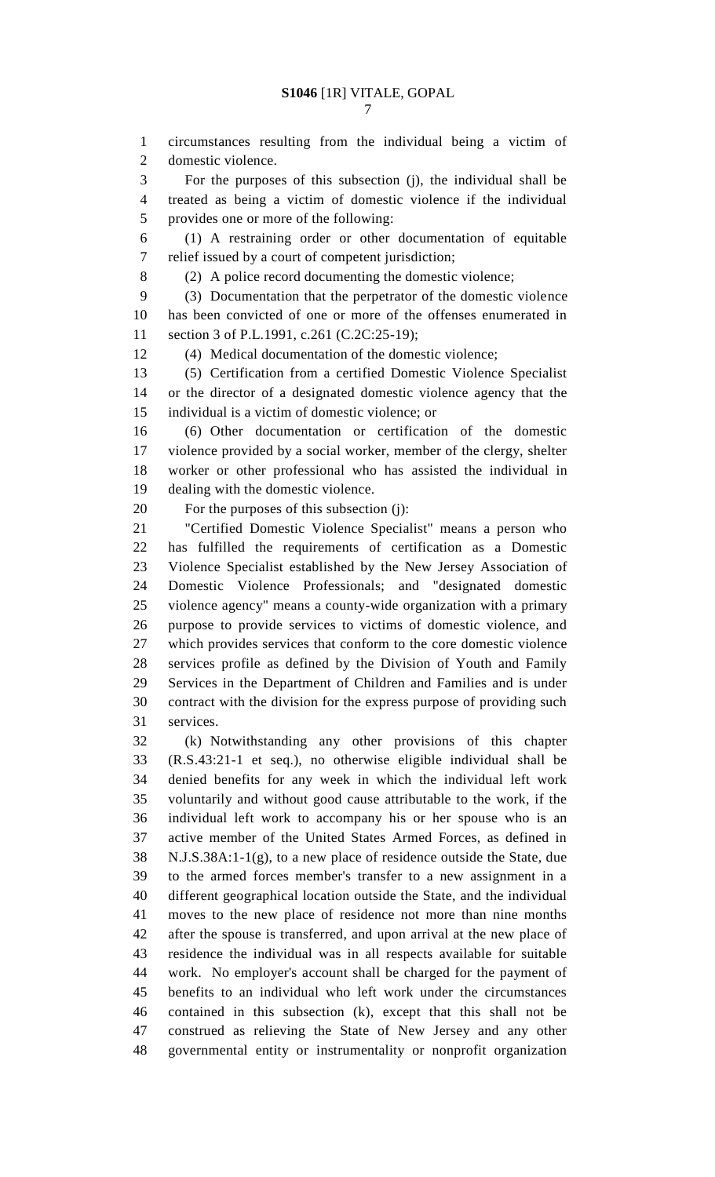circumstances resulting from the individual being a victim of domestic violence.

For the purposes of this subsection (j), the individual shall be treated as being a victim of domestic violence if the individual provides one or more of the following:

(1) A restraining order or other documentation of equitable relief issued by a court of competent jurisdiction;

(2) A police record documenting the domestic violence;

(3) Documentation that the perpetrator of the domestic violence has been convicted of one or more of the offenses enumerated in section 3 of P.L.1991, c.261 (C.2C:25-19);

(4) Medical documentation of the domestic violence;

(5) Certification from a certified Domestic Violence Specialist or the director of a designated domestic violence agency that the individual is a victim of domestic violence; or

(6) Other documentation or certification of the domestic violence provided by a social worker, member of the clergy, shelter worker or other professional who has assisted the individual in dealing with the domestic violence.

For the purposes of this subsection (j):

"Certified Domestic Violence Specialist" means a person who has fulfilled the requirements of certification as a Domestic Violence Specialist established by the New Jersey Association of Domestic Violence Professionals; and "designated domestic violence agency" means a county-wide organization with a primary purpose to provide services to victims of domestic violence, and which provides services that conform to the core domestic violence services profile as defined by the Division of Youth and Family Services in the Department of Children and Families and is under contract with the division for the express purpose of providing such services.

(k) Notwithstanding any other provisions of this chapter (R.S.43:21-1 et seq.), no otherwise eligible individual shall be denied benefits for any week in which the individual left work voluntarily and without good cause attributable to the work, if the individual left work to accompany his or her spouse who is an active member of the United States Armed Forces, as defined in N.J.S.38A:1-1(g), to a new place of residence outside the State, due to the armed forces member's transfer to a new assignment in a different geographical location outside the State, and the individual moves to the new place of residence not more than nine months after the spouse is transferred, and upon arrival at the new place of residence the individual was in all respects available for suitable work. No employer's account shall be charged for the payment of benefits to an individual who left work under the circumstances contained in this subsection (k), except that this shall not be construed as relieving the State of New Jersey and any other governmental entity or instrumentality or nonprofit organization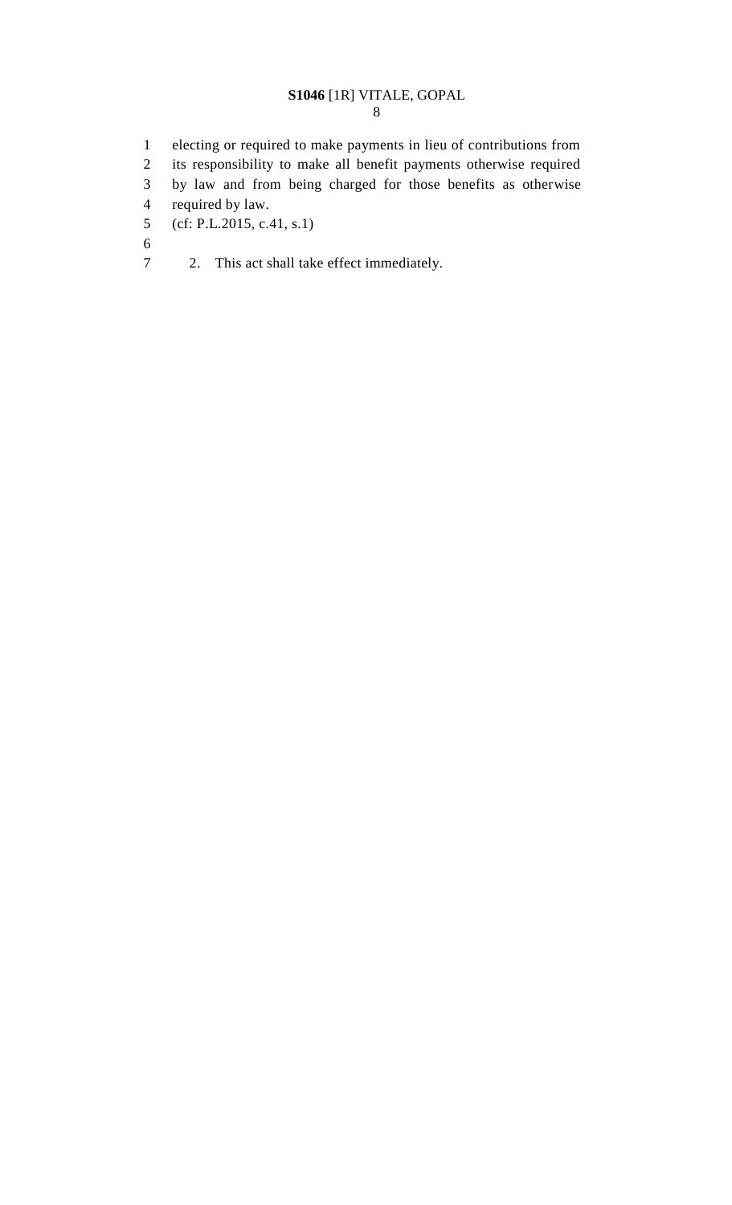electing or required to make payments in lieu of contributions from its responsibility to make all benefit payments otherwise required by law and from being charged for those benefits as otherwise required by law.

(cf: P.L.2015, c.41, s.1)

2. This act shall take effect immediately.